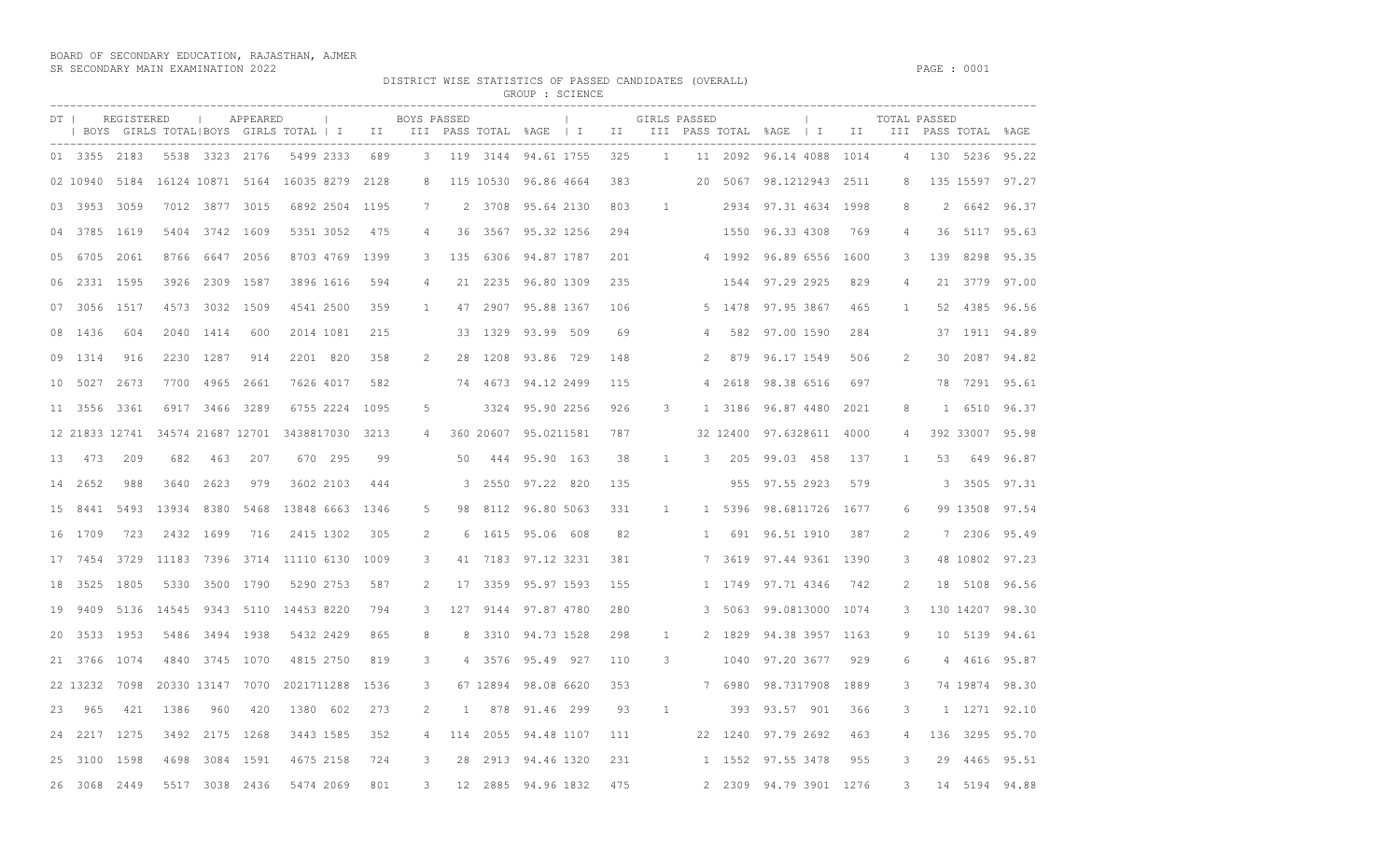BOARD OF SECONDARY EDUCATION, RAJASTHAN, AJMER
SR SECONDARY MAIN EXAMINATION 2022

DISTRICT WISE STATISTICS OF PASSED CANDIDATES (OVERALL)

GROUP : SCIENCE

| DT | REGISTERED | | | APPEARED | | | BOYS PASSED | | | | | | GIRLS PASSED | | | | | | TOTAL PASSED | | | | | |
|---|---|---|---|---|---|---|---|---|---|---|---|---|---|---|---|---|---|---|---|---|---|---|---|---|
| | BOYS | GIRLS | TOTAL | BOYS | GIRLS | TOTAL | I | II | III | PASS | TOTAL | %AGE | I | II | III | PASS | TOTAL | %AGE | I | II | III | PASS | TOTAL | %AGE |
| 01 | 3355 | 2183 | 5538 | 3323 | 2176 | 5499 | 2333 | 689 | 3 | 119 | 3144 | 94.61 | 1755 | 325 | 1 | 11 | 2092 | 96.14 | 4088 | 1014 | 4 | 130 | 5236 | 95.22 |
| 02 | 10940 | 5184 | 16124 | 10871 | 5164 | 16035 | 8279 | 2128 | 8 | 115 | 10530 | 96.86 | 4664 | 383 | | 20 | 5067 | 98.12 | 12943 | 2511 | 8 | 135 | 15597 | 97.27 |
| 03 | 3953 | 3059 | 7012 | 3877 | 3015 | 6892 | 2504 | 1195 | 7 | 2 | 3708 | 95.64 | 2130 | 803 | 1 | | 2934 | 97.31 | 4634 | 1998 | 8 | 2 | 6642 | 96.37 |
| 04 | 3785 | 1619 | 5404 | 3742 | 1609 | 5351 | 3052 | 475 | 4 | 36 | 3567 | 95.32 | 1256 | 294 | | | 1550 | 96.33 | 4308 | 769 | 4 | 36 | 5117 | 95.63 |
| 05 | 6705 | 2061 | 8766 | 6647 | 2056 | 8703 | 4769 | 1399 | 3 | 135 | 6306 | 94.87 | 1787 | 201 | | 4 | 1992 | 96.89 | 6556 | 1600 | 3 | 139 | 8298 | 95.35 |
| 06 | 2331 | 1595 | 3926 | 2309 | 1587 | 3896 | 1616 | 594 | 4 | 21 | 2235 | 96.80 | 1309 | 235 | | | 1544 | 97.29 | 2925 | 829 | 4 | 21 | 3779 | 97.00 |
| 07 | 3056 | 1517 | 4573 | 3032 | 1509 | 4541 | 2500 | 359 | 1 | 47 | 2907 | 95.88 | 1367 | 106 | | 5 | 1478 | 97.95 | 3867 | 465 | 1 | 52 | 4385 | 96.56 |
| 08 | 1436 | 604 | 2040 | 1414 | 600 | 2014 | 1081 | 215 | | 33 | 1329 | 93.99 | 509 | 69 | | 4 | 582 | 97.00 | 1590 | 284 | | 37 | 1911 | 94.89 |
| 09 | 1314 | 916 | 2230 | 1287 | 914 | 2201 | 820 | 358 | 2 | 28 | 1208 | 93.86 | 729 | 148 | | 2 | 879 | 96.17 | 1549 | 506 | 2 | 30 | 2087 | 94.82 |
| 10 | 5027 | 2673 | 7700 | 4965 | 2661 | 7626 | 4017 | 582 | | 74 | 4673 | 94.12 | 2499 | 115 | | 4 | 2618 | 98.38 | 6516 | 697 | | 78 | 7291 | 95.61 |
| 11 | 3556 | 3361 | 6917 | 3466 | 3289 | 6755 | 2224 | 1095 | 5 | | 3324 | 95.90 | 2256 | 926 | 3 | 1 | 3186 | 96.87 | 4480 | 2021 | 8 | 1 | 6510 | 96.37 |
| 12 | 21833 | 12741 | 34574 | 21687 | 12701 | 34388 | 17030 | 3213 | 4 | 360 | 20607 | 95.02 | 11581 | 787 | | 32 | 12400 | 97.63 | 28611 | 4000 | 4 | 392 | 33007 | 95.98 |
| 13 | 473 | 209 | 682 | 463 | 207 | 670 | 295 | 99 | | 50 | 444 | 95.90 | 163 | 38 | 1 | 3 | 205 | 99.03 | 458 | 137 | 1 | 53 | 649 | 96.87 |
| 14 | 2652 | 988 | 3640 | 2623 | 979 | 3602 | 2103 | 444 | | 3 | 2550 | 97.22 | 820 | 135 | | | 955 | 97.55 | 2923 | 579 | | 3 | 3505 | 97.31 |
| 15 | 8441 | 5493 | 13934 | 8380 | 5468 | 13848 | 6663 | 1346 | 5 | 98 | 8112 | 96.80 | 5063 | 331 | 1 | 1 | 5396 | 98.68 | 11726 | 1677 | 6 | 99 | 13508 | 97.54 |
| 16 | 1709 | 723 | 2432 | 1699 | 716 | 2415 | 1302 | 305 | 2 | 6 | 1615 | 95.06 | 608 | 82 | | 1 | 691 | 96.51 | 1910 | 387 | 2 | 7 | 2306 | 95.49 |
| 17 | 7454 | 3729 | 11183 | 7396 | 3714 | 11110 | 6130 | 1009 | 3 | 41 | 7183 | 97.12 | 3231 | 381 | | 7 | 3619 | 97.44 | 9361 | 1390 | 3 | 48 | 10802 | 97.23 |
| 18 | 3525 | 1805 | 5330 | 3500 | 1790 | 5290 | 2753 | 587 | 2 | 17 | 3359 | 95.97 | 1593 | 155 | | 1 | 1749 | 97.71 | 4346 | 742 | 2 | 18 | 5108 | 96.56 |
| 19 | 9409 | 5136 | 14545 | 9343 | 5110 | 14453 | 8220 | 794 | 3 | 127 | 9144 | 97.87 | 4780 | 280 | | 3 | 5063 | 99.08 | 13000 | 1074 | 3 | 130 | 14207 | 98.30 |
| 20 | 3533 | 1953 | 5486 | 3494 | 1938 | 5432 | 2429 | 865 | 8 | 8 | 3310 | 94.73 | 1528 | 298 | 1 | 2 | 1829 | 94.38 | 3957 | 1163 | 9 | 10 | 5139 | 94.61 |
| 21 | 3766 | 1074 | 4840 | 3745 | 1070 | 4815 | 2750 | 819 | 3 | 4 | 3576 | 95.49 | 927 | 110 | 3 | | 1040 | 97.20 | 3677 | 929 | 6 | 4 | 4616 | 95.87 |
| 22 | 13232 | 7098 | 20330 | 13147 | 7070 | 20217 | 11288 | 1536 | 3 | 67 | 12894 | 98.08 | 6620 | 353 | | 7 | 6980 | 98.73 | 17908 | 1889 | 3 | 74 | 19874 | 98.30 |
| 23 | 965 | 421 | 1386 | 960 | 420 | 1380 | 602 | 273 | 2 | 1 | 878 | 91.46 | 299 | 93 | 1 | | 393 | 93.57 | 901 | 366 | 3 | 1 | 1271 | 92.10 |
| 24 | 2217 | 1275 | 3492 | 2175 | 1268 | 3443 | 1585 | 352 | 4 | 114 | 2055 | 94.48 | 1107 | 111 | | 22 | 1240 | 97.79 | 2692 | 463 | 4 | 136 | 3295 | 95.70 |
| 25 | 3100 | 1598 | 4698 | 3084 | 1591 | 4675 | 2158 | 724 | 3 | 28 | 2913 | 94.46 | 1320 | 231 | | 1 | 1552 | 97.55 | 3478 | 955 | 3 | 29 | 4465 | 95.51 |
| 26 | 3068 | 2449 | 5517 | 3038 | 2436 | 5474 | 2069 | 801 | 3 | 12 | 2885 | 94.96 | 1832 | 475 | | 2 | 2309 | 94.79 | 3901 | 1276 | 3 | 14 | 5194 | 94.88 |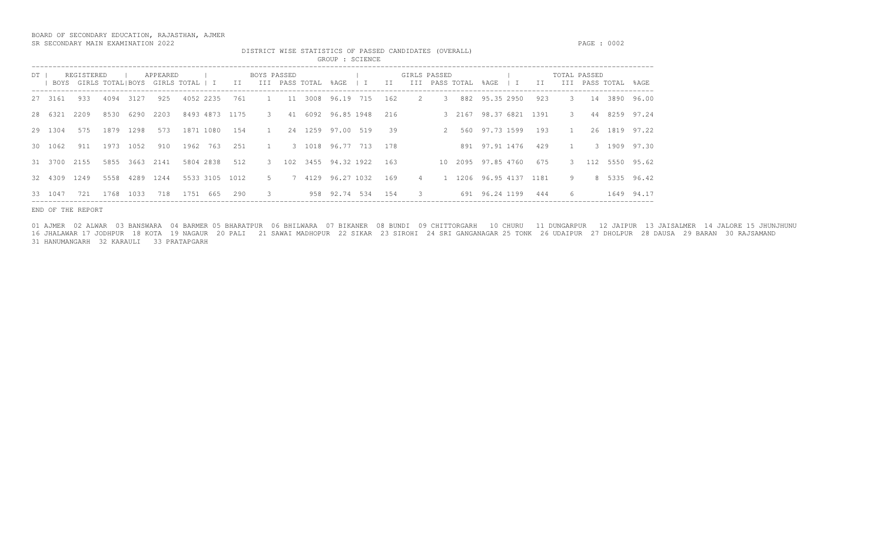BOARD OF SECONDARY EDUCATION, RAJASTHAN, AJMER

SR SECONDARY MAIN EXAMINATION 2022

DISTRICT WISE STATISTICS OF PASSED CANDIDATES (OVERALL)

GROUP : SCIENCE

| DT | REGISTERED | | | APPEARED | | | BOYS PASSED | | | | | | GIRLS PASSED | | | | | | TOTAL PASSED | | | | | |
|---|---|---|---|---|---|---|---|---|---|---|---|---|---|---|---|---|---|---|---|---|---|---|---|---|
| | BOYS | GIRLS | TOTAL | BOYS | GIRLS | TOTAL | I | II | III | PASS | TOTAL | %AGE | I | II | III | PASS | TOTAL | %AGE | I | II | III | PASS | TOTAL | %AGE |
| 27 | 3161 | 933 | 4094 | 3127 | 925 | 4052 | 2235 | 761 | 1 | 11 | 3008 | 96.19 | 715 | 162 | 2 | 3 | 882 | 95.35 | 2950 | 923 | 3 | 14 | 3890 | 96.00 |
| 28 | 6321 | 2209 | 8530 | 6290 | 2203 | 8493 | 4873 | 1175 | 3 | 41 | 6092 | 96.85 | 1948 | 216 | | 3 | 2167 | 98.37 | 6821 | 1391 | 3 | 44 | 8259 | 97.24 |
| 29 | 1304 | 575 | 1879 | 1298 | 573 | 1871 | 1080 | 154 | 1 | 24 | 1259 | 97.00 | 519 | 39 | | 2 | 560 | 97.73 | 1599 | 193 | 1 | 26 | 1819 | 97.22 |
| 30 | 1062 | 911 | 1973 | 1052 | 910 | 1962 | 763 | 251 | 1 | 3 | 1018 | 96.77 | 713 | 178 | | | 891 | 97.91 | 1476 | 429 | 1 | 3 | 1909 | 97.30 |
| 31 | 3700 | 2155 | 5855 | 3663 | 2141 | 5804 | 2838 | 512 | 3 | 102 | 3455 | 94.32 | 1922 | 163 | | 10 | 2095 | 97.85 | 4760 | 675 | 3 | 112 | 5550 | 95.62 |
| 32 | 4309 | 1249 | 5558 | 4289 | 1244 | 5533 | 3105 | 1012 | 5 | 7 | 4129 | 96.27 | 1032 | 169 | 4 | 1 | 1206 | 96.95 | 4137 | 1181 | 9 | 8 | 5335 | 96.42 |
| 33 | 1047 | 721 | 1768 | 1033 | 718 | 1751 | 665 | 290 | 3 | | 958 | 92.74 | 534 | 154 | 3 | | 691 | 96.24 | 1199 | 444 | 6 | | 1649 | 94.17 |

END OF THE REPORT

01 AJMER 02 ALWAR 03 BANSWARA 04 BARMER 05 BHARATPUR 06 BHILWARA 07 BIKANER 08 BUNDI 09 CHITTORGARH 10 CHURU 11 DUNGARPUR 12 JAIPUR 13 JAISALMER 14 JALORE 15 JHUNJHUNU 16 JHALAWAR 17 JODHPUR 18 KOTA 19 NAGAUR 20 PALI 21 SAWAI MADHOPUR 22 SIKAR 23 SIROHI 24 SRI GANGANAGAR 25 TONK 26 UDAIPUR 27 DHOLPUR 28 DAUSA 29 BARAN 30 RAJSAMAND 31 HANUMANGARH 32 KARAULI 33 PRATAPGARH